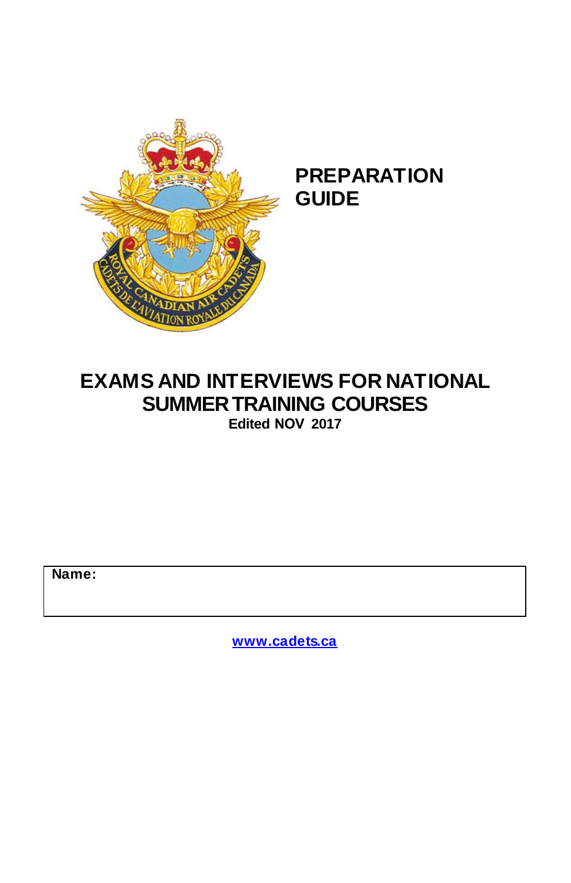# PREPARATION GUIDE

# EXAMS AND INTERVIEWS FOR NATIONAL SUMMER TRAINING COURSES

**Edited NOV 2017**

| **Name:** |
| --- |
| |

www.cadets.ca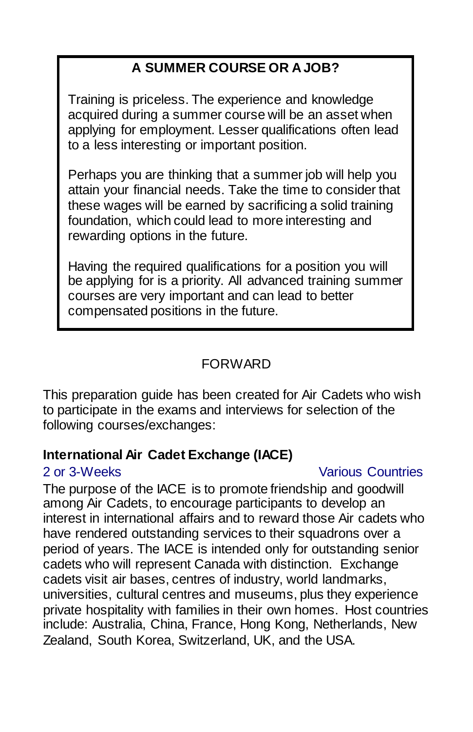## A SUMMER COURSE OR A JOB?

Training is priceless. The experience and knowledge acquired during a summer course will be an asset when applying for employment. Lesser qualifications often lead to a less interesting or important position.

Perhaps you are thinking that a summer job will help you attain your financial needs. Take the time to consider that these wages will be earned by sacrificing a solid training foundation, which could lead to more interesting and rewarding options in the future.

Having the required qualifications for a position you will be applying for is a priority. All advanced training summer courses are very important and can lead to better compensated positions in the future.

## FORWARD

This preparation guide has been created for Air Cadets who wish to participate in the exams and interviews for selection of the following courses/exchanges:

### International Air Cadet Exchange (IACE)

2 or 3-Weeks — Various Countries

The purpose of the IACE is to promote friendship and goodwill among Air Cadets, to encourage participants to develop an interest in international affairs and to reward those Air cadets who have rendered outstanding services to their squadrons over a period of years. The IACE is intended only for outstanding senior cadets who will represent Canada with distinction. Exchange cadets visit air bases, centres of industry, world landmarks, universities, cultural centres and museums, plus they experience private hospitality with families in their own homes. Host countries include: Australia, China, France, Hong Kong, Netherlands, New Zealand, South Korea, Switzerland, UK, and the USA.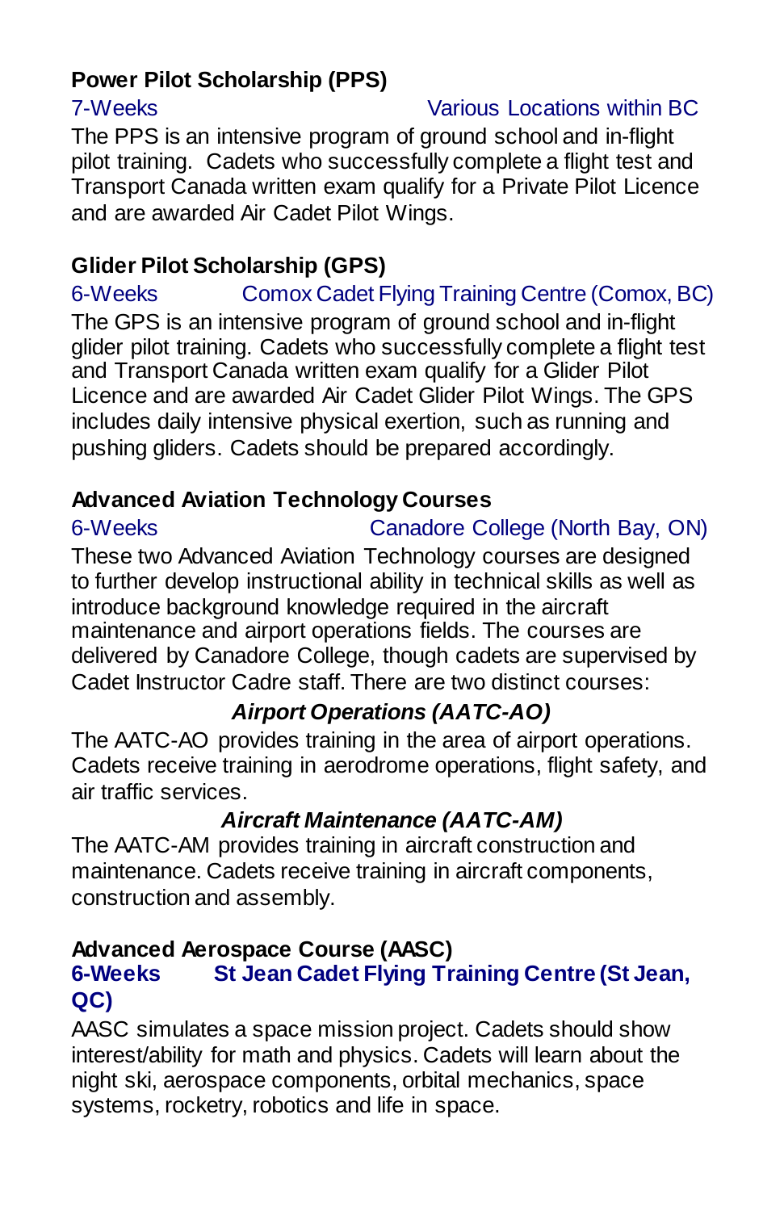### Power Pilot Scholarship (PPS)

7-Weeks — Various Locations within BC

The PPS is an intensive program of ground school and in-flight pilot training. Cadets who successfully complete a flight test and Transport Canada written exam qualify for a Private Pilot Licence and are awarded Air Cadet Pilot Wings.

### Glider Pilot Scholarship (GPS)

6-Weeks — Comox Cadet Flying Training Centre (Comox, BC)

The GPS is an intensive program of ground school and in-flight glider pilot training. Cadets who successfully complete a flight test and Transport Canada written exam qualify for a Glider Pilot Licence and are awarded Air Cadet Glider Pilot Wings. The GPS includes daily intensive physical exertion, such as running and pushing gliders. Cadets should be prepared accordingly.

### Advanced Aviation Technology Courses

6-Weeks — Canadore College (North Bay, ON)

These two Advanced Aviation Technology courses are designed to further develop instructional ability in technical skills as well as introduce background knowledge required in the aircraft maintenance and airport operations fields. The courses are delivered by Canadore College, though cadets are supervised by Cadet Instructor Cadre staff. There are two distinct courses:

***Airport Operations (AATC-AO)***

The AATC-AO provides training in the area of airport operations. Cadets receive training in aerodrome operations, flight safety, and air traffic services.

***Aircraft Maintenance (AATC-AM)***

The AATC-AM provides training in aircraft construction and maintenance. Cadets receive training in aircraft components, construction and assembly.

### Advanced Aerospace Course (AASC)

**6-Weeks — St Jean Cadet Flying Training Centre (St Jean, QC)**

AASC simulates a space mission project. Cadets should show interest/ability for math and physics. Cadets will learn about the night ski, aerospace components, orbital mechanics, space systems, rocketry, robotics and life in space.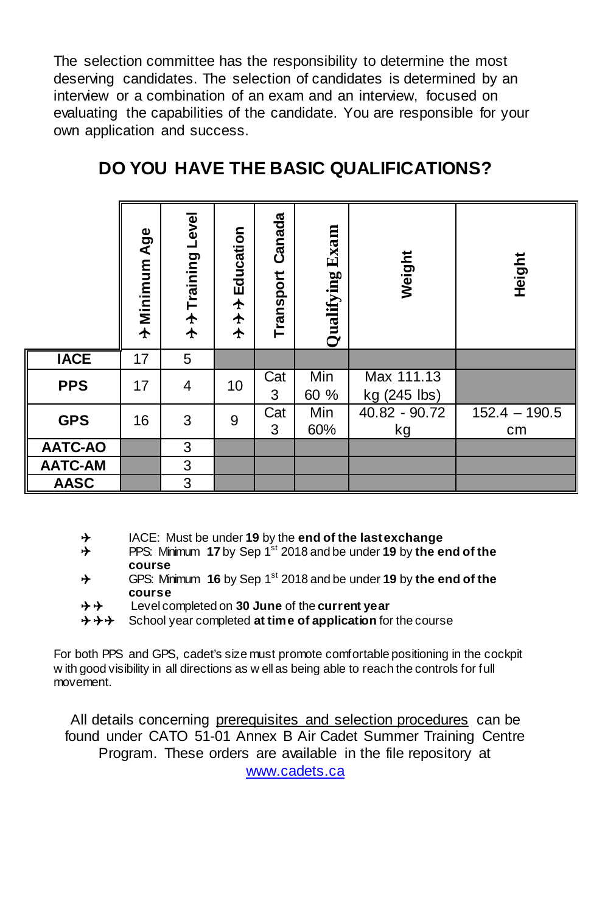The selection committee has the responsibility to determine the most deserving candidates. The selection of candidates is determined by an interview or a combination of an exam and an interview, focused on evaluating the capabilities of the candidate. You are responsible for your own application and success.

## DO YOU HAVE THE BASIC QUALIFICATIONS?

| | ✈ Minimum Age | ✈✈ Training Level | ✈✈✈ Education | Transport Canada | Qualifying Exam | Weight | Height |
|---|---|---|---|---|---|---|---|
| **IACE** | 17 | 5 | | | | | |
| **PPS** | 17 | 4 | 10 | Cat 3 | Min 60 % | Max 111.13 kg (245 lbs) | |
| **GPS** | 16 | 3 | 9 | Cat 3 | Min 60% | 40.82 - 90.72 kg | 152.4 – 190.5 cm |
| **AATC-AO** | | 3 | | | | | |
| **AATC-AM** | | 3 | | | | | |
| **AASC** | | 3 | | | | | |

- ✈ IACE: Must be under **19** by the **end of the last exchange**
- ✈ PPS: Minimum **17** by Sep 1st 2018 and be under **19** by **the end of the course**
- ✈ GPS: Minimum **16** by Sep 1st 2018 and be under **19** by **the end of the course**
- ✈✈ Level completed on **30 June** of the **current year**
- ✈✈✈ School year completed **at time of application** for the course

For both PPS and GPS, cadet's size must promote comfortable positioning in the cockpit with good visibility in all directions as well as being able to reach the controls for full movement.

All details concerning prerequisites and selection procedures can be found under CATO 51-01 Annex B Air Cadet Summer Training Centre Program. These orders are available in the file repository at www.cadets.ca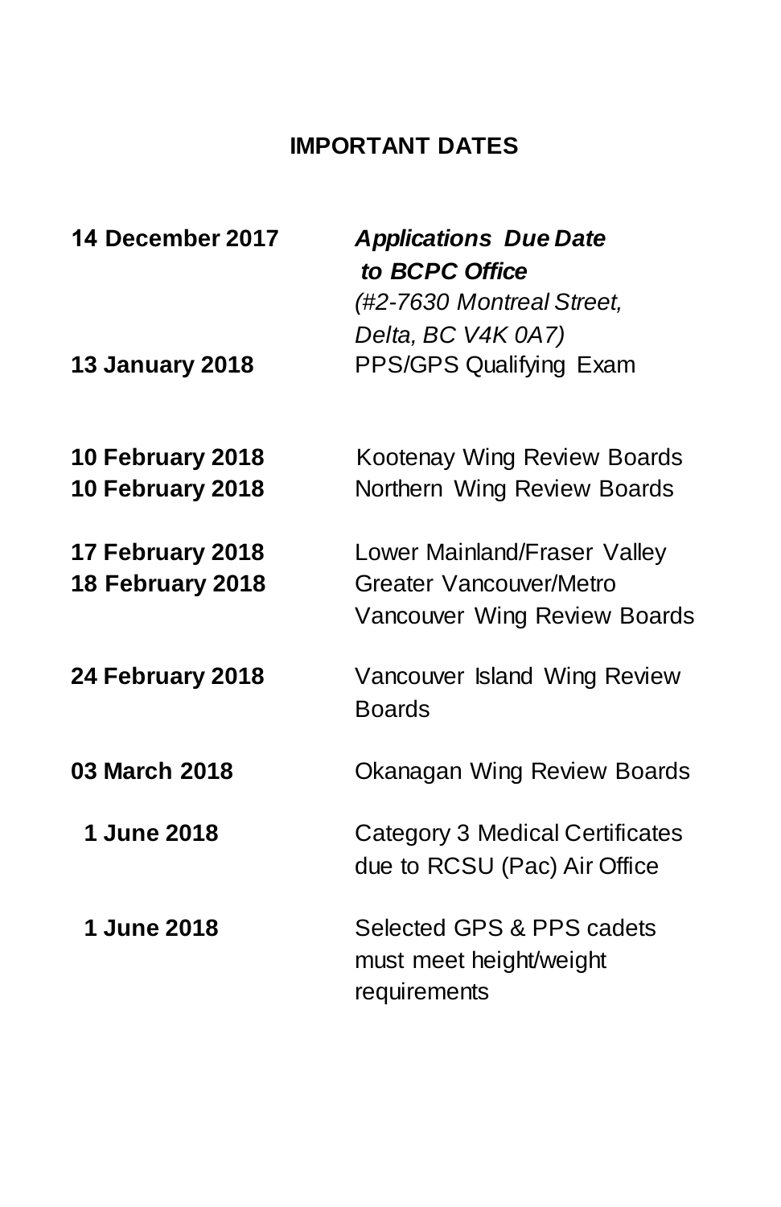## IMPORTANT DATES

| | |
|---|---|
| **14 December 2017** | ***Applications Due Date to BCPC Office*** *(#2-7630 Montreal Street, Delta, BC V4K 0A7)* |
| **13 January 2018** | PPS/GPS Qualifying Exam |
| **10 February 2018** | Kootenay Wing Review Boards |
| **10 February 2018** | Northern Wing Review Boards |
| **17 February 2018** | Lower Mainland/Fraser Valley |
| **18 February 2018** | Greater Vancouver/Metro Vancouver Wing Review Boards |
| **24 February 2018** | Vancouver Island Wing Review Boards |
| **03 March 2018** | Okanagan Wing Review Boards |
| **1 June 2018** | Category 3 Medical Certificates due to RCSU (Pac) Air Office |
| **1 June 2018** | Selected GPS & PPS cadets must meet height/weight requirements |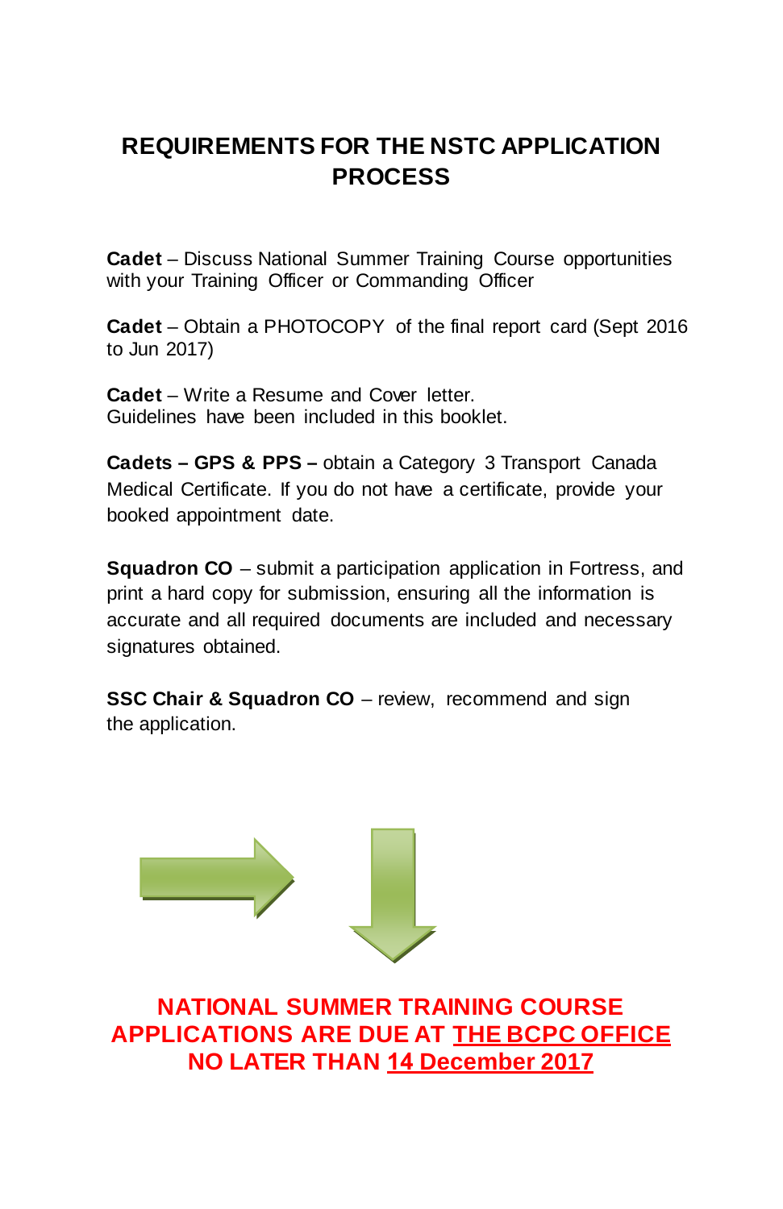# REQUIREMENTS FOR THE NSTC APPLICATION PROCESS

**Cadet** – Discuss National Summer Training Course opportunities with your Training Officer or Commanding Officer

**Cadet** – Obtain a PHOTOCOPY of the final report card (Sept 2016 to Jun 2017)

**Cadet** – Write a Resume and Cover letter.
Guidelines have been included in this booklet.

**Cadets – GPS & PPS –** obtain a Category 3 Transport Canada Medical Certificate. If you do not have a certificate, provide your booked appointment date.

**Squadron CO** – submit a participation application in Fortress, and print a hard copy for submission, ensuring all the information is accurate and all required documents are included and necessary signatures obtained.

**SSC Chair & Squadron CO** – review, recommend and sign the application.

**NATIONAL SUMMER TRAINING COURSE APPLICATIONS ARE DUE AT <u>THE BCPC OFFICE</u> NO LATER THAN <u>14 December 2017</u>**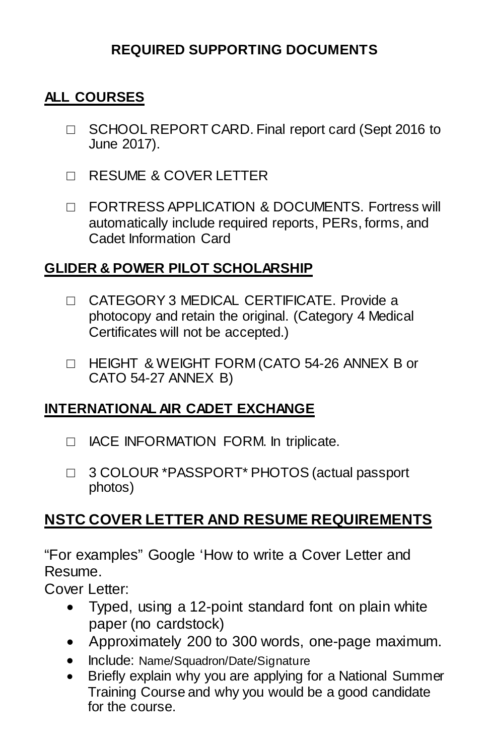# REQUIRED SUPPORTING DOCUMENTS

## ALL COURSES

- ☐ SCHOOL REPORT CARD. Final report card (Sept 2016 to June 2017).
- ☐ RESUME & COVER LETTER
- ☐ FORTRESS APPLICATION & DOCUMENTS. Fortress will automatically include required reports, PERs, forms, and Cadet Information Card

## GLIDER & POWER PILOT SCHOLARSHIP

- ☐ CATEGORY 3 MEDICAL CERTIFICATE. Provide a photocopy and retain the original. (Category 4 Medical Certificates will not be accepted.)
- ☐ HEIGHT & WEIGHT FORM (CATO 54-26 ANNEX B or CATO 54-27 ANNEX B)

## INTERNATIONAL AIR CADET EXCHANGE

- ☐ IACE INFORMATION FORM. In triplicate.
- ☐ 3 COLOUR *PASSPORT* PHOTOS (actual passport photos)

## NSTC COVER LETTER AND RESUME REQUIREMENTS

“For examples” Google ‘How to write a Cover Letter and Resume.

Cover Letter:

- Typed, using a 12-point standard font on plain white paper (no cardstock)
- Approximately 200 to 300 words, one-page maximum.
- Include: Name/Squadron/Date/Signature
- Briefly explain why you are applying for a National Summer Training Course and why you would be a good candidate for the course.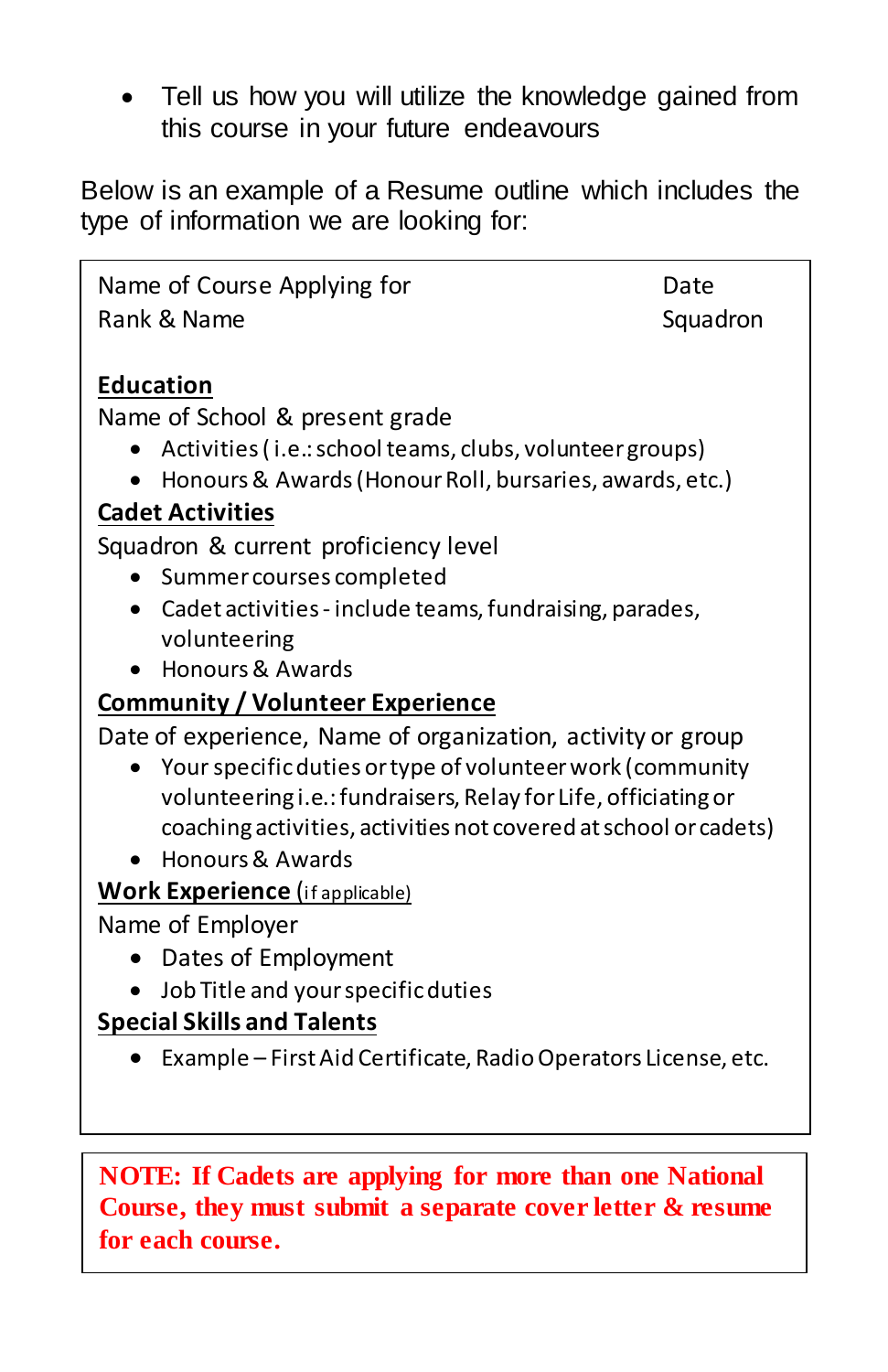- Tell us how you will utilize the knowledge gained from this course in your future endeavours

Below is an example of a Resume outline which includes the type of information we are looking for:

Name of Course Applying for — Date
Rank & Name — Squadron

**Education**

Name of School & present grade

- Activities ( i.e.: school teams, clubs, volunteer groups)
- Honours & Awards (Honour Roll, bursaries, awards, etc.)

**Cadet Activities**

Squadron & current proficiency level

- Summer courses completed
- Cadet activities - include teams, fundraising, parades, volunteering
- Honours & Awards

**Community / Volunteer Experience**

Date of experience, Name of organization, activity or group

- Your specific duties or type of volunteer work (community volunteering i.e.: fundraisers, Relay for Life, officiating or coaching activities, activities not covered at school or cadets)
- Honours & Awards

**Work Experience** (if applicable)

Name of Employer

- Dates of Employment
- Job Title and your specific duties

**Special Skills and Talents**

- Example – First Aid Certificate, Radio Operators License, etc.

**NOTE: If Cadets are applying for more than one National Course, they must submit a separate cover letter & resume for each course.**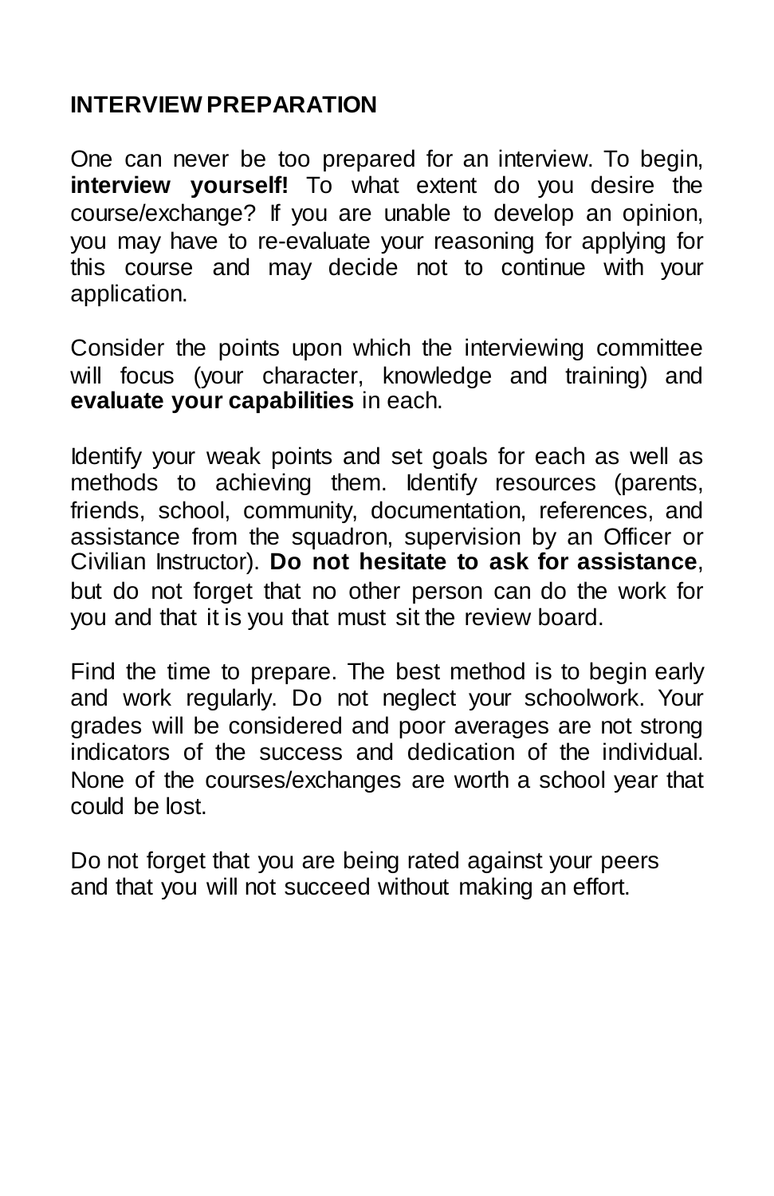## INTERVIEW PREPARATION

One can never be too prepared for an interview. To begin, **interview yourself!** To what extent do you desire the course/exchange? If you are unable to develop an opinion, you may have to re-evaluate your reasoning for applying for this course and may decide not to continue with your application.

Consider the points upon which the interviewing committee will focus (your character, knowledge and training) and **evaluate your capabilities** in each.

Identify your weak points and set goals for each as well as methods to achieving them. Identify resources (parents, friends, school, community, documentation, references, and assistance from the squadron, supervision by an Officer or Civilian Instructor). **Do not hesitate to ask for assistance**, but do not forget that no other person can do the work for you and that it is you that must sit the review board.

Find the time to prepare. The best method is to begin early and work regularly. Do not neglect your schoolwork. Your grades will be considered and poor averages are not strong indicators of the success and dedication of the individual. None of the courses/exchanges are worth a school year that could be lost.

Do not forget that you are being rated against your peers and that you will not succeed without making an effort.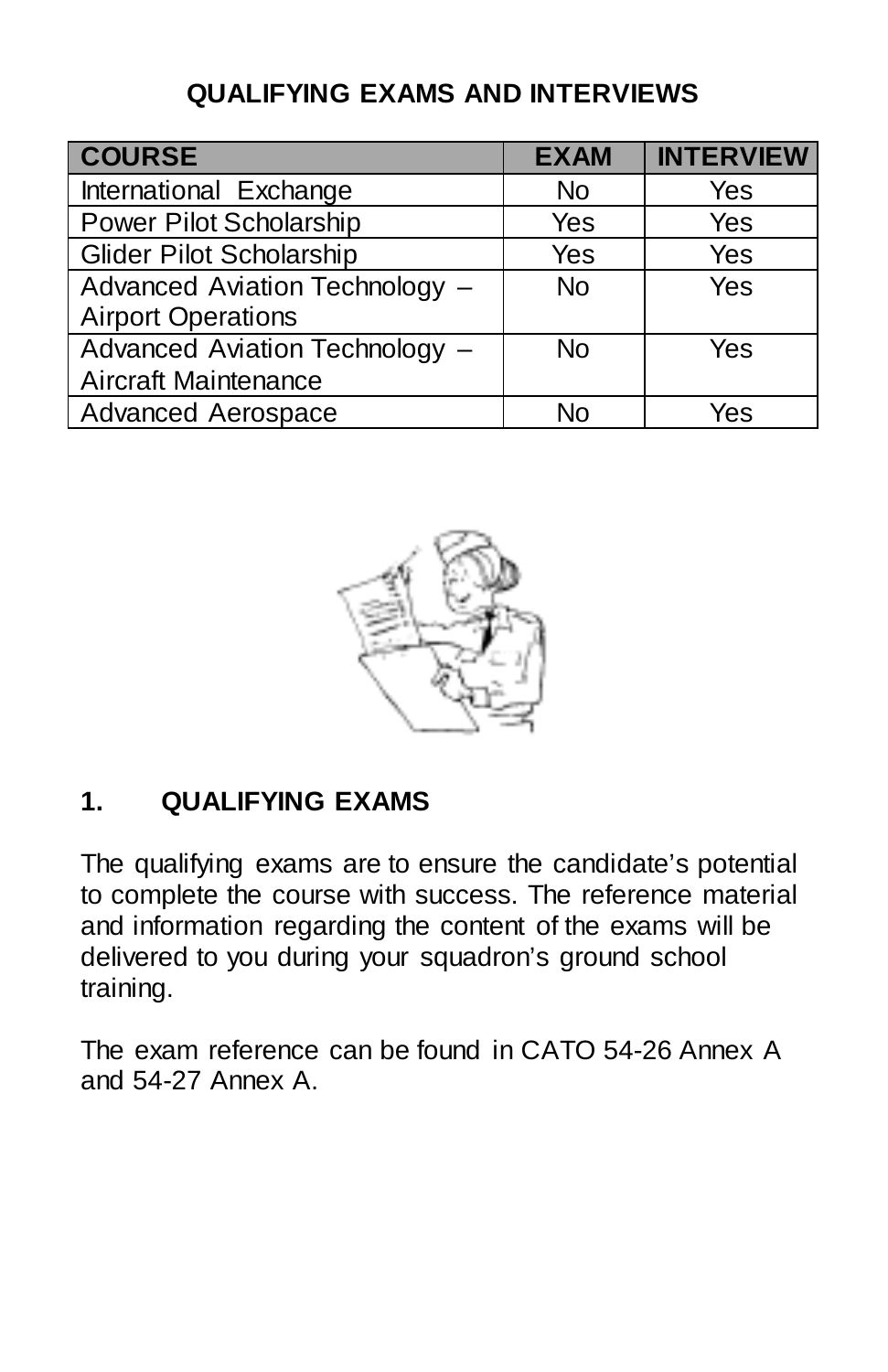## QUALIFYING EXAMS AND INTERVIEWS

| COURSE | EXAM | INTERVIEW |
|---|---|---|
| International Exchange | No | Yes |
| Power Pilot Scholarship | Yes | Yes |
| Glider Pilot Scholarship | Yes | Yes |
| Advanced Aviation Technology – Airport Operations | No | Yes |
| Advanced Aviation Technology – Aircraft Maintenance | No | Yes |
| Advanced Aerospace | No | Yes |

### 1. QUALIFYING EXAMS

The qualifying exams are to ensure the candidate's potential to complete the course with success. The reference material and information regarding the content of the exams will be delivered to you during your squadron's ground school training.

The exam reference can be found in CATO 54-26 Annex A and 54-27 Annex A.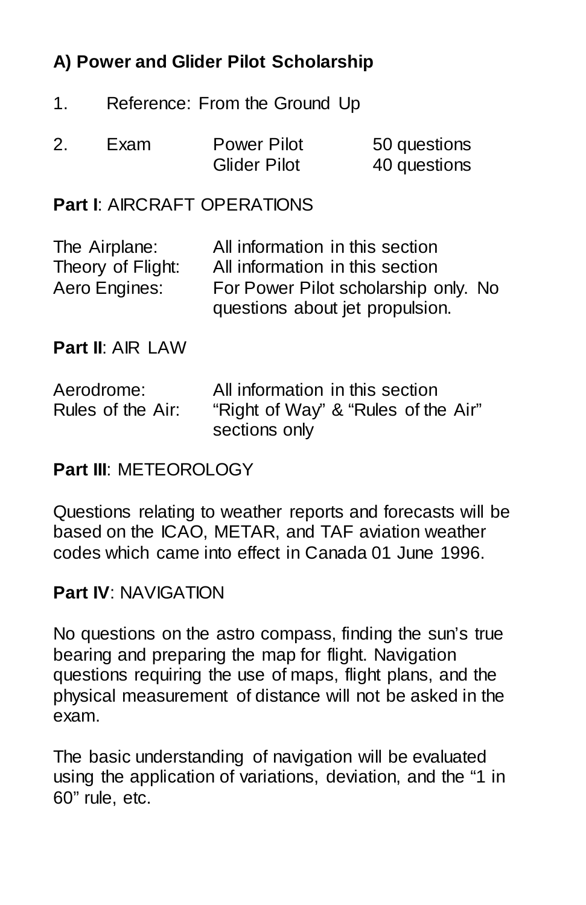## A) Power and Glider Pilot Scholarship

1. Reference: From the Ground Up

2. Exam

| | |
|---|---|
| Power Pilot | 50 questions |
| Glider Pilot | 40 questions |

**Part I**: AIRCRAFT OPERATIONS

| | |
|---|---|
| The Airplane: | All information in this section |
| Theory of Flight: | All information in this section |
| Aero Engines: | For Power Pilot scholarship only. No questions about jet propulsion. |

**Part II**: AIR LAW

| | |
|---|---|
| Aerodrome: | All information in this section |
| Rules of the Air: | "Right of Way" & "Rules of the Air" sections only |

**Part III**: METEOROLOGY

Questions relating to weather reports and forecasts will be based on the ICAO, METAR, and TAF aviation weather codes which came into effect in Canada 01 June 1996.

**Part IV**: NAVIGATION

No questions on the astro compass, finding the sun's true bearing and preparing the map for flight. Navigation questions requiring the use of maps, flight plans, and the physical measurement of distance will not be asked in the exam.

The basic understanding of navigation will be evaluated using the application of variations, deviation, and the "1 in 60" rule, etc.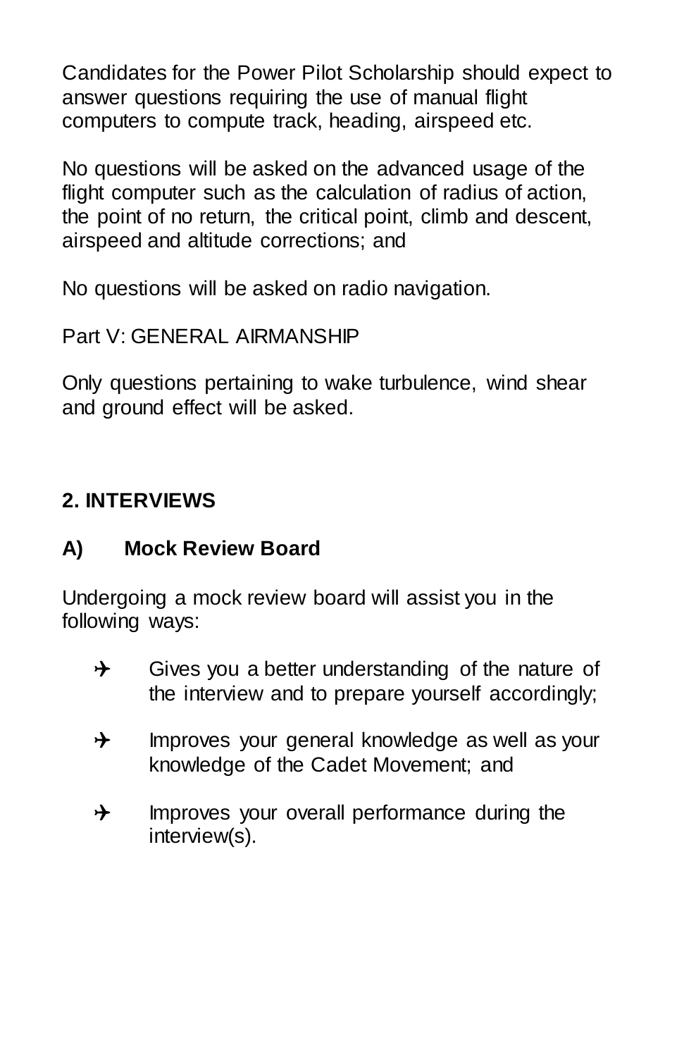Candidates for the Power Pilot Scholarship should expect to answer questions requiring the use of manual flight computers to compute track, heading, airspeed etc.

No questions will be asked on the advanced usage of the flight computer such as the calculation of radius of action, the point of no return, the critical point, climb and descent, airspeed and altitude corrections; and

No questions will be asked on radio navigation.

Part V: GENERAL AIRMANSHIP

Only questions pertaining to wake turbulence, wind shear and ground effect will be asked.

## 2. INTERVIEWS

### A) Mock Review Board

Undergoing a mock review board will assist you in the following ways:

- Gives you a better understanding of the nature of the interview and to prepare yourself accordingly;
- Improves your general knowledge as well as your knowledge of the Cadet Movement; and
- Improves your overall performance during the interview(s).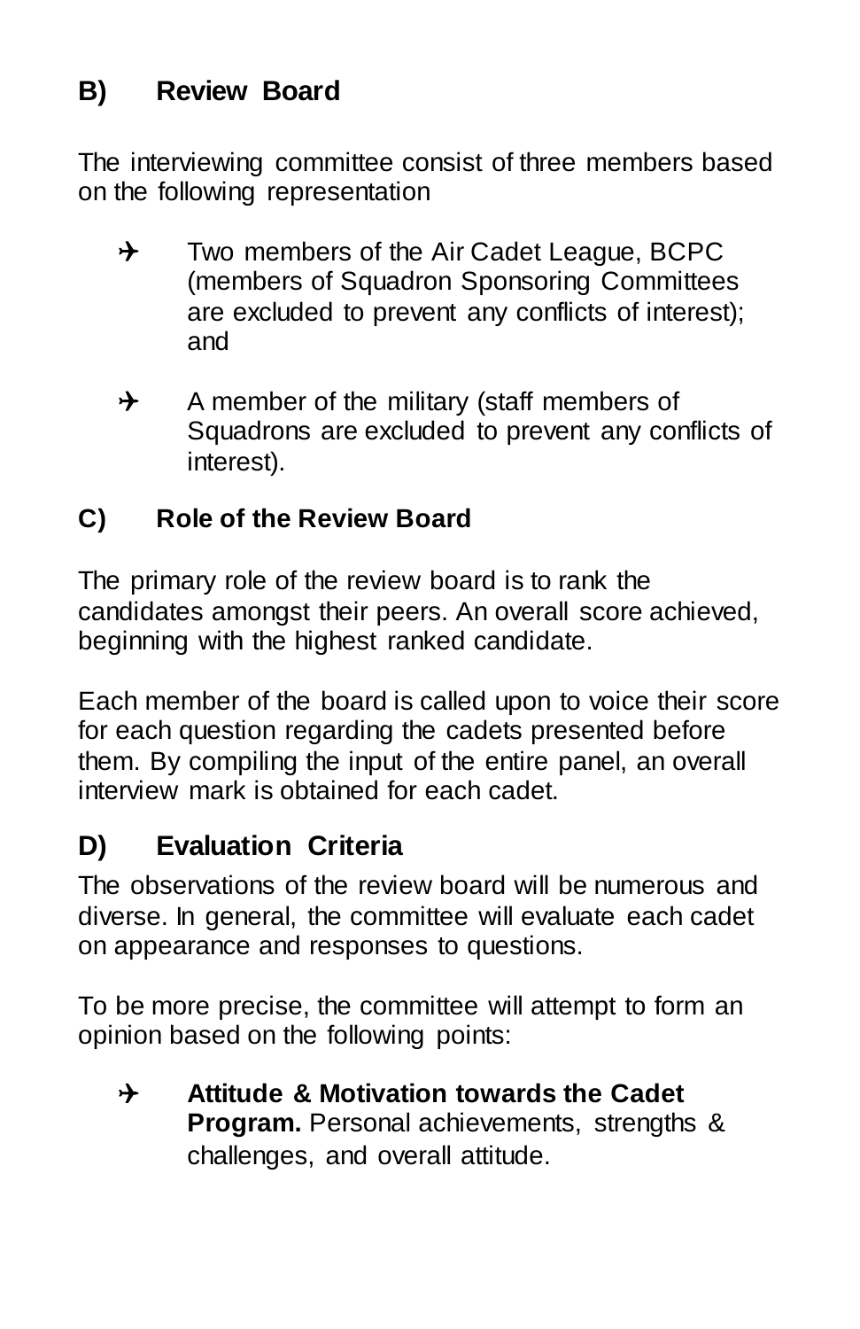## B) Review Board

The interviewing committee consist of three members based on the following representation

- ✈ Two members of the Air Cadet League, BCPC (members of Squadron Sponsoring Committees are excluded to prevent any conflicts of interest); and
- ✈ A member of the military (staff members of Squadrons are excluded to prevent any conflicts of interest).

## C) Role of the Review Board

The primary role of the review board is to rank the candidates amongst their peers. An overall score achieved, beginning with the highest ranked candidate.

Each member of the board is called upon to voice their score for each question regarding the cadets presented before them. By compiling the input of the entire panel, an overall interview mark is obtained for each cadet.

## D) Evaluation Criteria

The observations of the review board will be numerous and diverse. In general, the committee will evaluate each cadet on appearance and responses to questions.

To be more precise, the committee will attempt to form an opinion based on the following points:

- ✈ **Attitude & Motivation towards the Cadet Program.** Personal achievements, strengths & challenges, and overall attitude.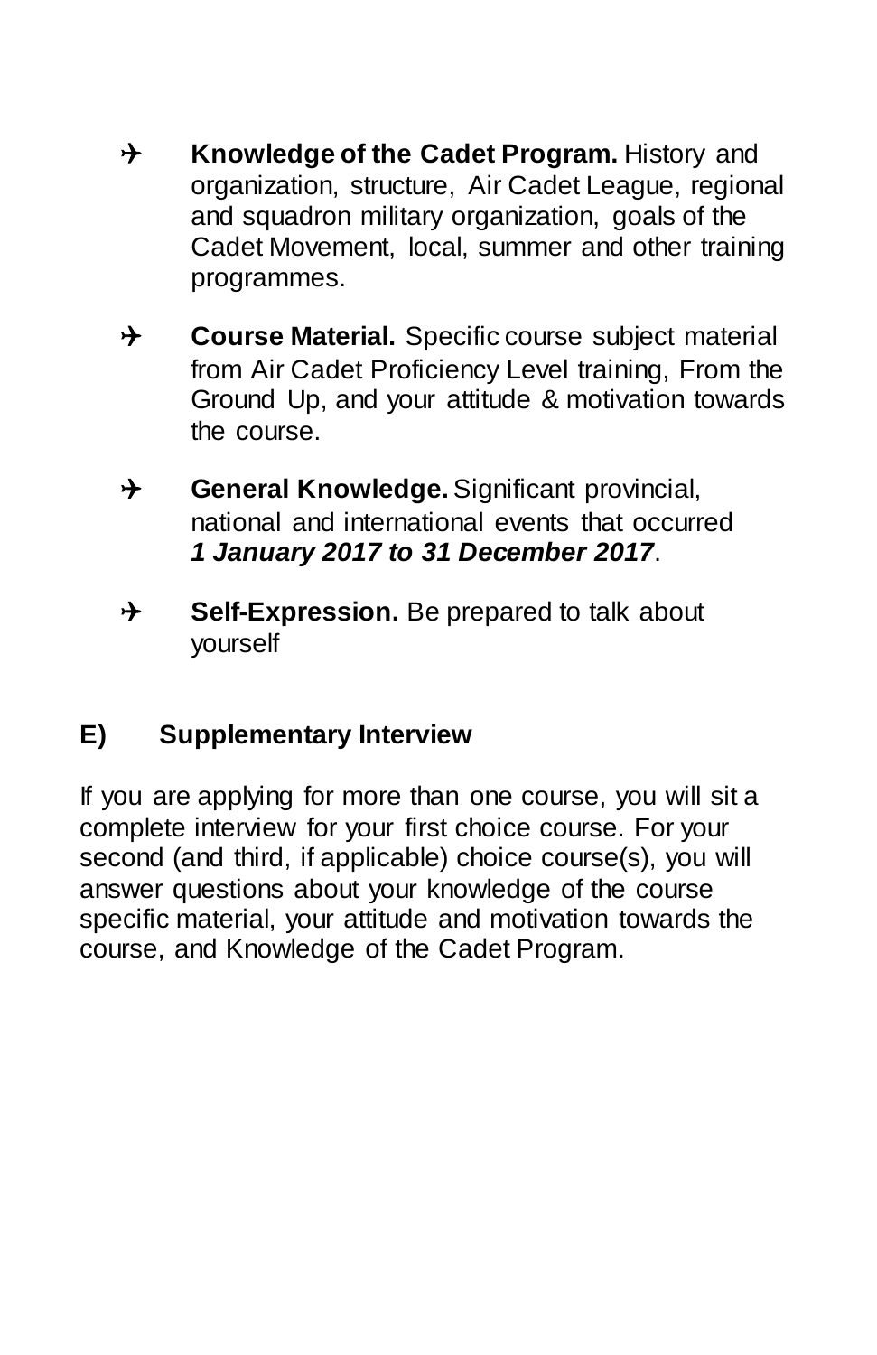- ✈ **Knowledge of the Cadet Program.** History and organization, structure, Air Cadet League, regional and squadron military organization, goals of the Cadet Movement, local, summer and other training programmes.

- ✈ **Course Material.** Specific course subject material from Air Cadet Proficiency Level training, From the Ground Up, and your attitude & motivation towards the course.

- ✈ **General Knowledge.** Significant provincial, national and international events that occurred ***1 January 2017 to 31 December 2017***.

- ✈ **Self-Expression.** Be prepared to talk about yourself

## E) Supplementary Interview

If you are applying for more than one course, you will sit a complete interview for your first choice course. For your second (and third, if applicable) choice course(s), you will answer questions about your knowledge of the course specific material, your attitude and motivation towards the course, and Knowledge of the Cadet Program.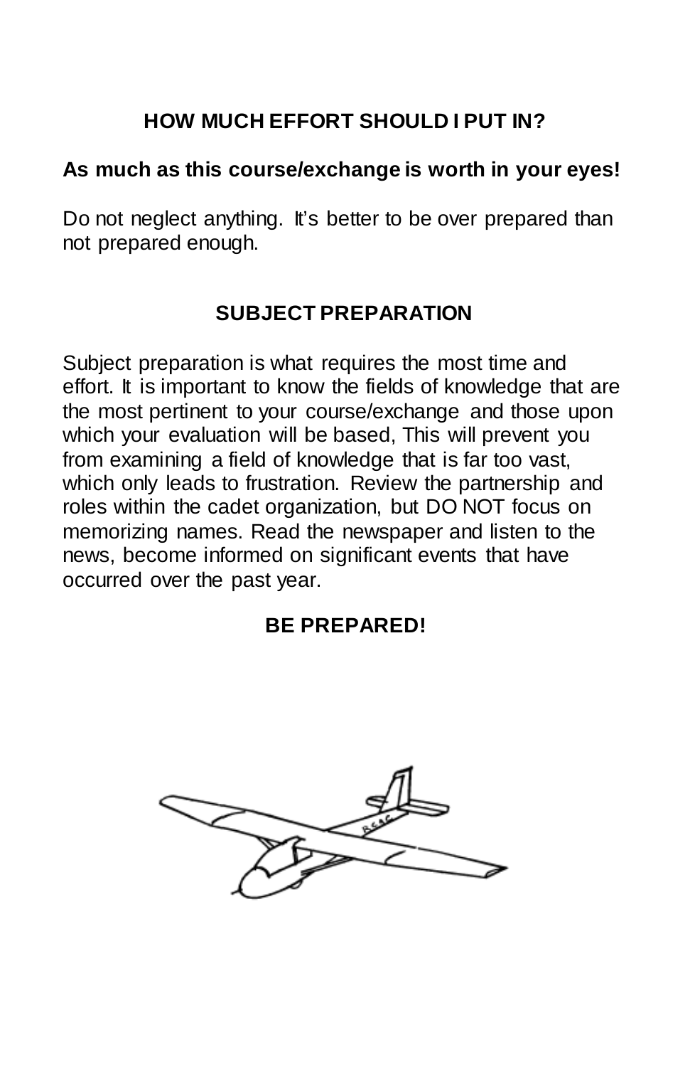## HOW MUCH EFFORT SHOULD I PUT IN?

**As much as this course/exchange is worth in your eyes!**

Do not neglect anything. It's better to be over prepared than not prepared enough.

## SUBJECT PREPARATION

Subject preparation is what requires the most time and effort. It is important to know the fields of knowledge that are the most pertinent to your course/exchange and those upon which your evaluation will be based, This will prevent you from examining a field of knowledge that is far too vast, which only leads to frustration. Review the partnership and roles within the cadet organization, but DO NOT focus on memorizing names. Read the newspaper and listen to the news, become informed on significant events that have occurred over the past year.

**BE PREPARED!**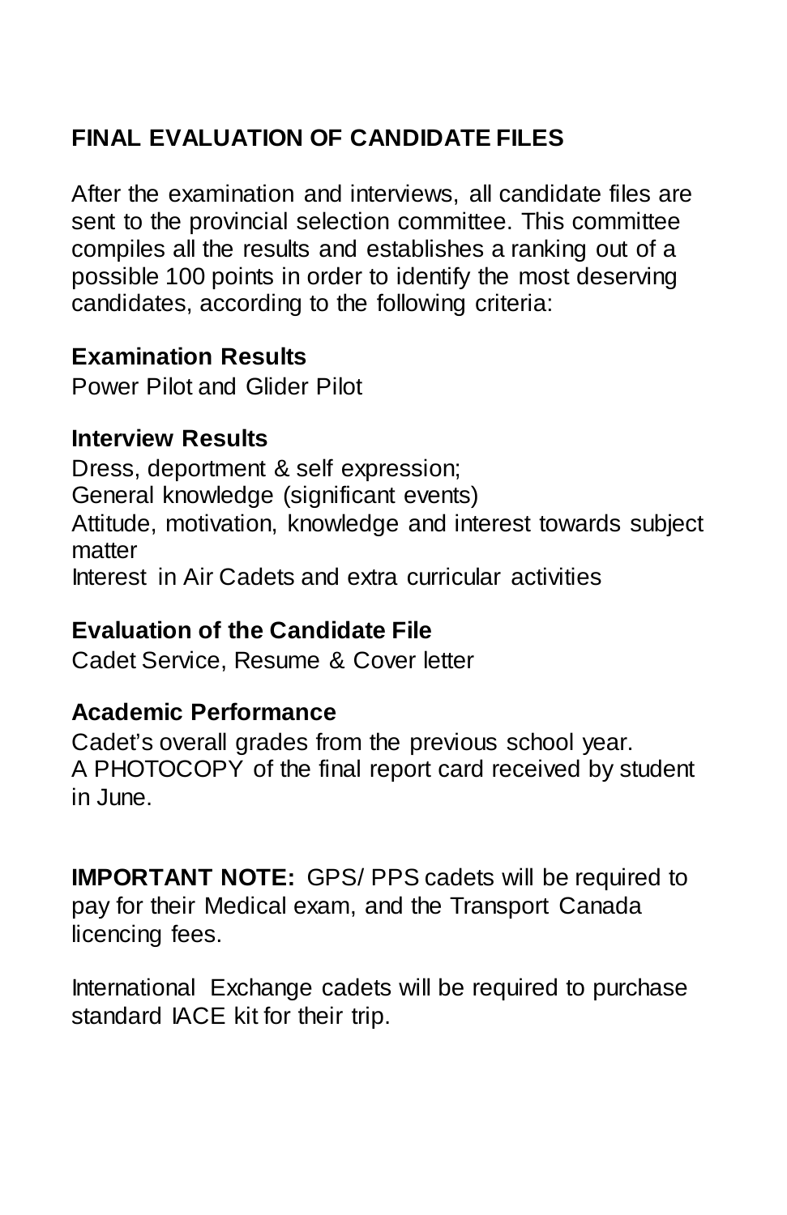## FINAL EVALUATION OF CANDIDATE FILES

After the examination and interviews, all candidate files are sent to the provincial selection committee. This committee compiles all the results and establishes a ranking out of a possible 100 points in order to identify the most deserving candidates, according to the following criteria:

**Examination Results**
Power Pilot and Glider Pilot

**Interview Results**
Dress, deportment & self expression;
General knowledge (significant events)
Attitude, motivation, knowledge and interest towards subject matter
Interest in Air Cadets and extra curricular activities

**Evaluation of the Candidate File**
Cadet Service, Resume & Cover letter

**Academic Performance**
Cadet's overall grades from the previous school year.
A PHOTOCOPY of the final report card received by student in June.

**IMPORTANT NOTE:** GPS/ PPS cadets will be required to pay for their Medical exam, and the Transport Canada licencing fees.

International Exchange cadets will be required to purchase standard IACE kit for their trip.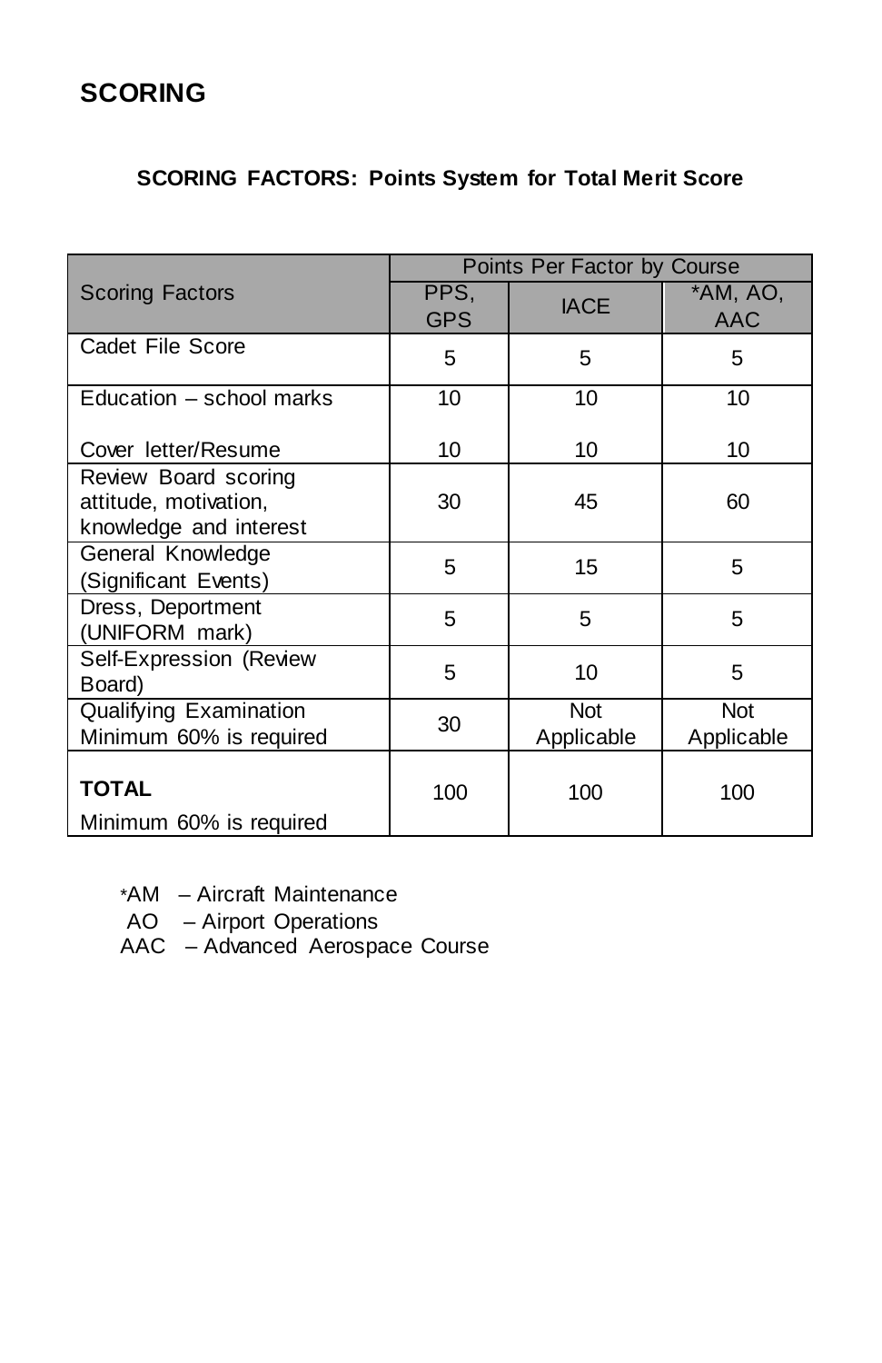## SCORING

**SCORING FACTORS: Points System for Total Merit Score**

| Scoring Factors | Points Per Factor by Course | | |
|---|---|---|---|
| | PPS, GPS | IACE | *AM, AO, AAC |
| Cadet File Score | 5 | 5 | 5 |
| Education – school marks | 10 | 10 | 10 |
| Cover letter/Resume | 10 | 10 | 10 |
| Review Board scoring attitude, motivation, knowledge and interest | 30 | 45 | 60 |
| General Knowledge (Significant Events) | 5 | 15 | 5 |
| Dress, Deportment (UNIFORM mark) | 5 | 5 | 5 |
| Self-Expression (Review Board) | 5 | 10 | 5 |
| Qualifying Examination Minimum 60% is required | 30 | Not Applicable | Not Applicable |
| **TOTAL** Minimum 60% is required | 100 | 100 | 100 |

*AM – Aircraft Maintenance
AO – Airport Operations
AAC – Advanced Aerospace Course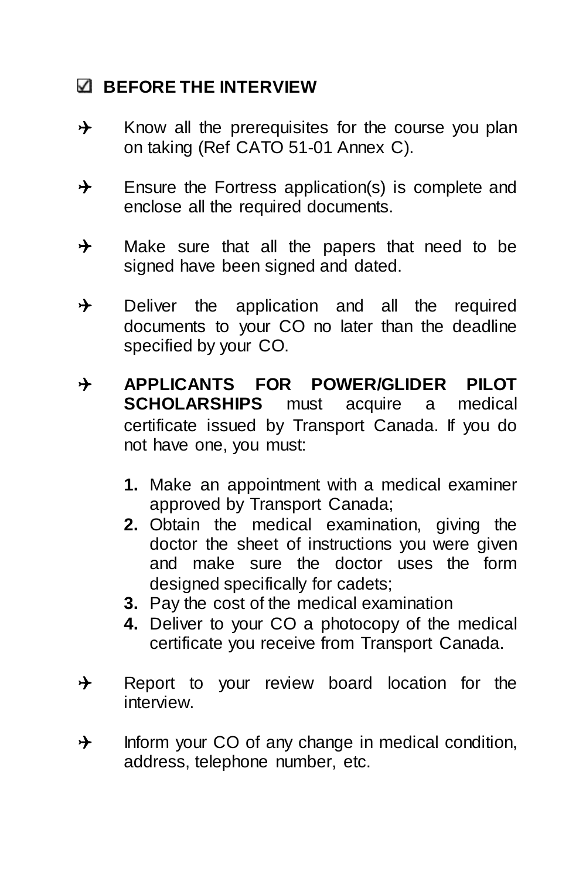## ☑ BEFORE THE INTERVIEW

- ✈ Know all the prerequisites for the course you plan on taking (Ref CATO 51-01 Annex C).
- ✈ Ensure the Fortress application(s) is complete and enclose all the required documents.
- ✈ Make sure that all the papers that need to be signed have been signed and dated.
- ✈ Deliver the application and all the required documents to your CO no later than the deadline specified by your CO.
- ✈ **APPLICANTS FOR POWER/GLIDER PILOT SCHOLARSHIPS** must acquire a medical certificate issued by Transport Canada. If you do not have one, you must:

    1. Make an appointment with a medical examiner approved by Transport Canada;
    2. Obtain the medical examination, giving the doctor the sheet of instructions you were given and make sure the doctor uses the form designed specifically for cadets;
    3. Pay the cost of the medical examination
    4. Deliver to your CO a photocopy of the medical certificate you receive from Transport Canada.

- ✈ Report to your review board location for the interview.
- ✈ Inform your CO of any change in medical condition, address, telephone number, etc.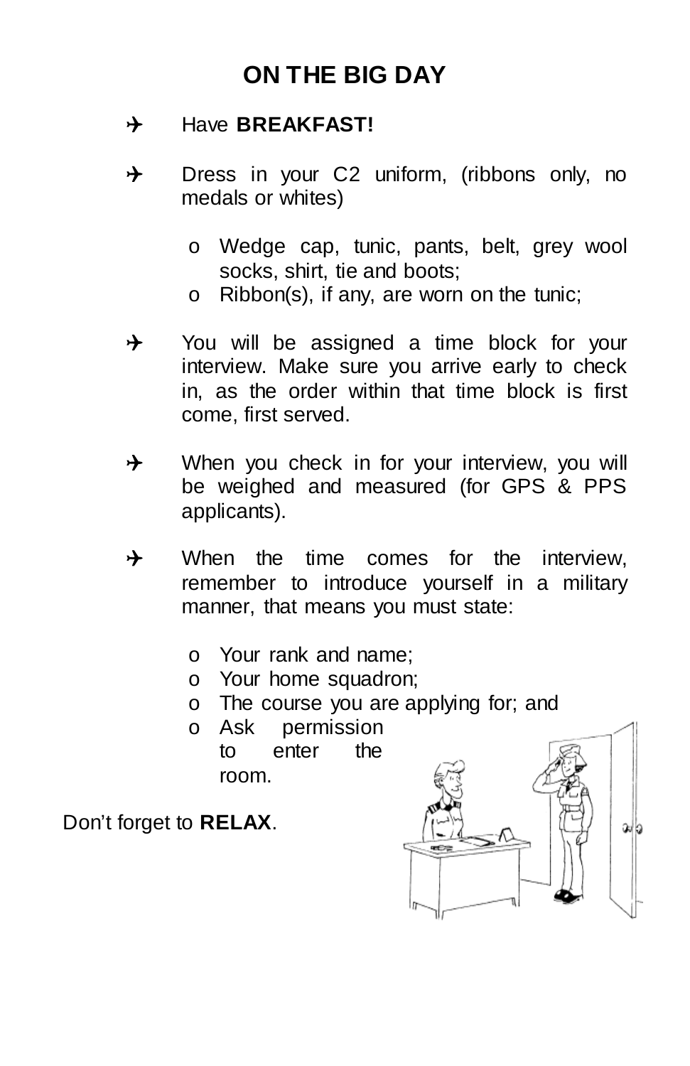# ON THE BIG DAY

- Have **BREAKFAST!**

- Dress in your C2 uniform, (ribbons only, no medals or whites)

  - Wedge cap, tunic, pants, belt, grey wool socks, shirt, tie and boots;
  - Ribbon(s), if any, are worn on the tunic;

- You will be assigned a time block for your interview. Make sure you arrive early to check in, as the order within that time block is first come, first served.

- When you check in for your interview, you will be weighed and measured (for GPS & PPS applicants).

- When the time comes for the interview, remember to introduce yourself in a military manner, that means you must state:

  - Your rank and name;
  - Your home squadron;
  - The course you are applying for; and
  - Ask permission to enter the room.

Don't forget to **RELAX**.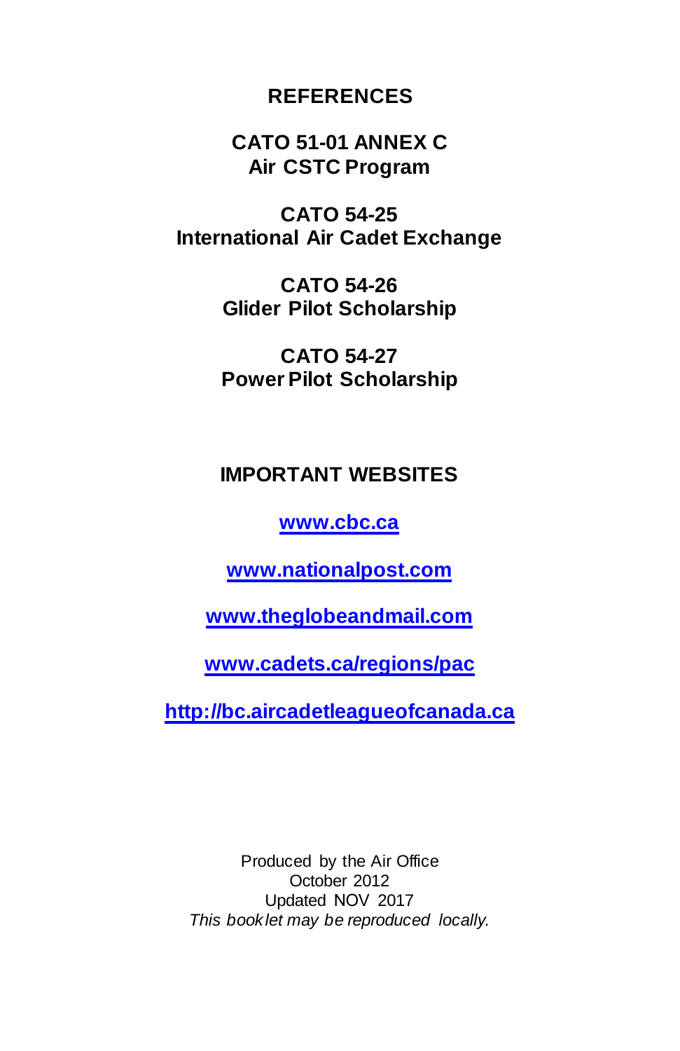## REFERENCES

**CATO 51-01 ANNEX C**
**Air CSTC Program**

**CATO 54-25**
**International Air Cadet Exchange**

**CATO 54-26**
**Glider Pilot Scholarship**

**CATO 54-27**
**Power Pilot Scholarship**

## IMPORTANT WEBSITES

**www.cbc.ca**

**www.nationalpost.com**

**www.theglobeandmail.com**

**www.cadets.ca/regions/pac**

**http://bc.aircadetleagueofcanada.ca**

Produced by the Air Office
October 2012
Updated NOV 2017
*This booklet may be reproduced locally.*